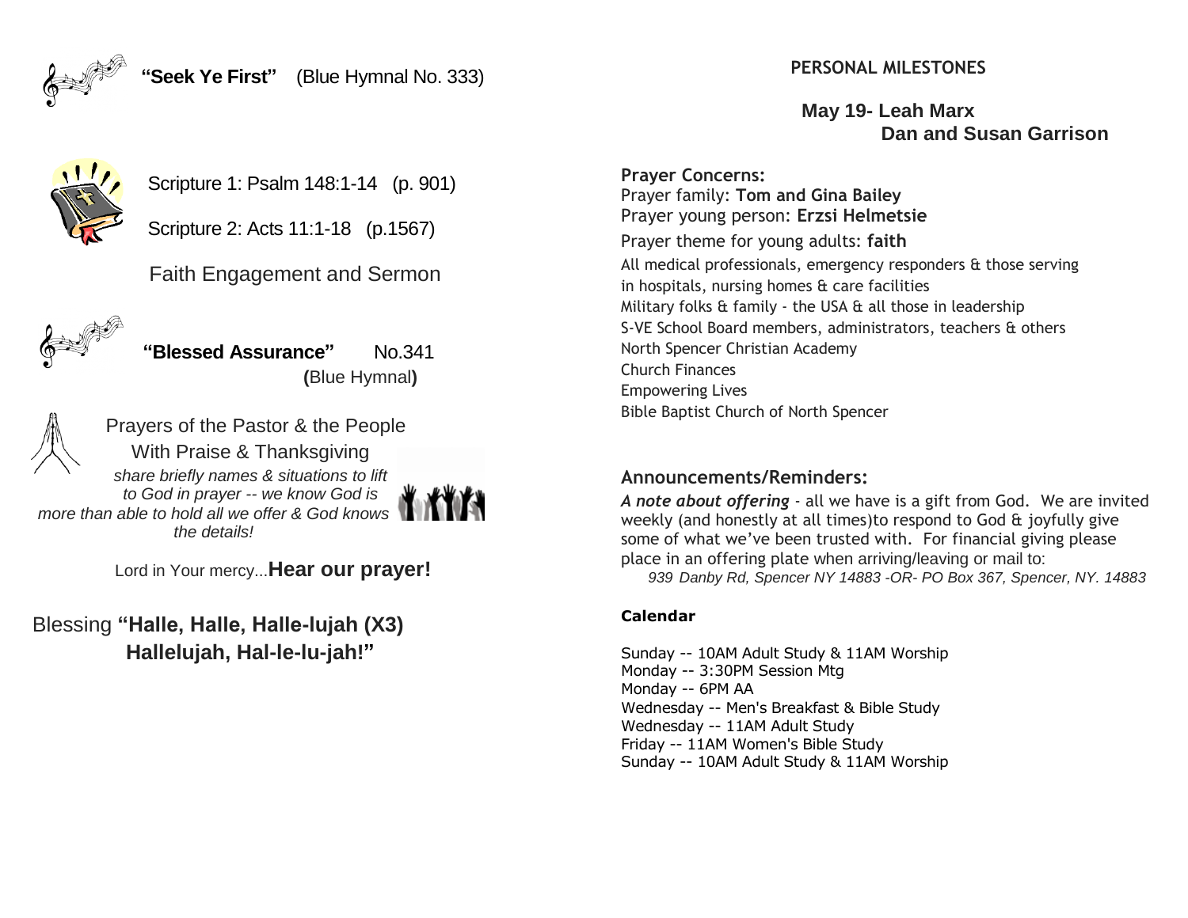**"Seek Ye First"** (Blue Hymnal No. 333)

Scripture 1: Psalm 148:1-14 (p. 901)

Scripture 2: Acts 11:1-18 (p.1567)

Faith Engagement and Sermon

**"Blessed Assurance"** No.341 **(**Blue Hymnal**)**

Prayers of the Pastor & the People
With Praise & Thanksgiving

*share briefly names & situations to lift to God in prayer -- we know God is more than able to hold all we offer & God knows the details!*

Lord in Your mercy...**Hear our prayer!**

Blessing **"Halle, Halle, Halle-lujah (X3) Hallelujah, Hal-le-lu-jah!"**

**PERSONAL MILESTONES**

**May 19- Leah Marx**
**Dan and Susan Garrison**

**Prayer Concerns:**

Prayer family: **Tom and Gina Bailey**
Prayer young person: **Erzsi Helmetsie**
Prayer theme for young adults: **faith**
All medical professionals, emergency responders & those serving in hospitals, nursing homes & care facilities
Military folks & family - the USA & all those in leadership
S-VE School Board members, administrators, teachers & others
North Spencer Christian Academy
Church Finances
Empowering Lives
Bible Baptist Church of North Spencer

## Announcements/Reminders:

***A note about offering*** - all we have is a gift from God. We are invited weekly (and honestly at all times)to respond to God & joyfully give some of what we've been trusted with. For financial giving please place in an offering plate when arriving/leaving or mail to:
*939 Danby Rd, Spencer NY 14883 -OR- PO Box 367, Spencer, NY. 14883*

**Calendar**

Sunday -- 10AM Adult Study & 11AM Worship
Monday -- 3:30PM Session Mtg
Monday -- 6PM AA
Wednesday -- Men's Breakfast & Bible Study
Wednesday -- 11AM Adult Study
Friday -- 11AM Women's Bible Study
Sunday -- 10AM Adult Study & 11AM Worship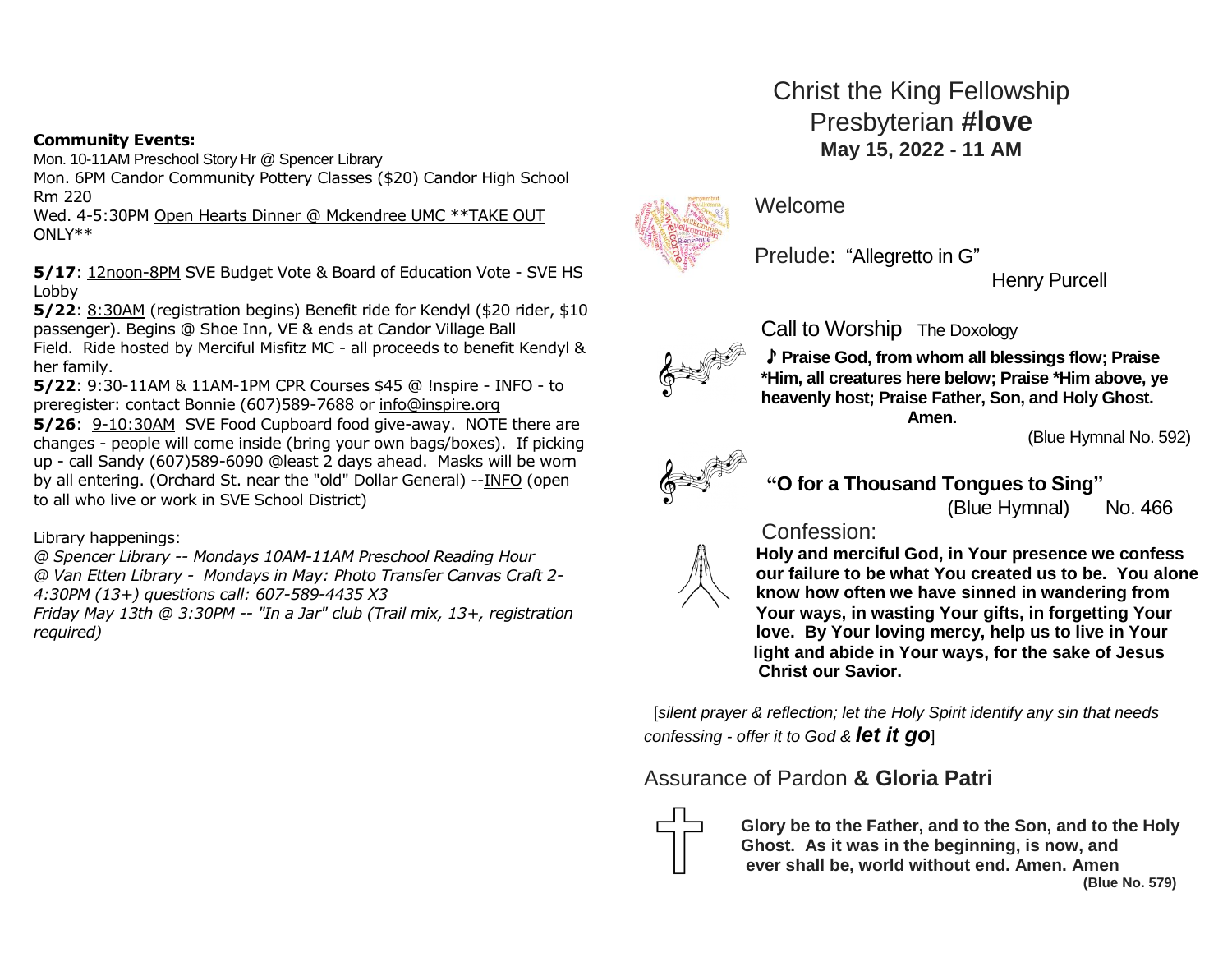**Community Events:**

Mon. 10-11AM Preschool Story Hr @ Spencer Library
Mon. 6PM Candor Community Pottery Classes ($20) Candor High School Rm 220
Wed. 4-5:30PM Open Hearts Dinner @ Mckendree UMC **TAKE OUT ONLY**

**5/17**: 12noon-8PM SVE Budget Vote & Board of Education Vote - SVE HS Lobby
**5/22**: 8:30AM (registration begins) Benefit ride for Kendyl ($20 rider, $10 passenger). Begins @ Shoe Inn, VE & ends at Candor Village Ball Field. Ride hosted by Merciful Misfitz MC - all proceeds to benefit Kendyl & her family.
**5/22**: 9:30-11AM & 11AM-1PM CPR Courses $45 @ !nspire - INFO - to preregister: contact Bonnie (607)589-7688 or info@inspire.org
**5/26**: 9-10:30AM SVE Food Cupboard food give-away. NOTE there are changes - people will come inside (bring your own bags/boxes). If picking up - call Sandy (607)589-6090 @least 2 days ahead. Masks will be worn by all entering. (Orchard St. near the "old" Dollar General) --INFO (open to all who live or work in SVE School District)

Library happenings:
*@ Spencer Library -- Mondays 10AM-11AM Preschool Reading Hour*
*@ Van Etten Library - Mondays in May: Photo Transfer Canvas Craft 2-4:30PM (13+) questions call: 607-589-4435 X3*
*Friday May 13th @ 3:30PM -- "In a Jar" club (Trail mix, 13+, registration required)*

# Christ the King Fellowship Presbyterian #**love**

**May 15, 2022 - 11 AM**

Welcome

Prelude: "Allegretto in G"
Henry Purcell

Call to Worship The Doxology

♪ **Praise God, from whom all blessings flow; Praise *Him, all creatures here below; Praise *Him above, ye heavenly host; Praise Father, Son, and Holy Ghost. Amen.**

(Blue Hymnal No. 592)

**"O for a Thousand Tongues to Sing"**
(Blue Hymnal) No. 466

Confession:

**Holy and merciful God, in Your presence we confess our failure to be what You created us to be. You alone know how often we have sinned in wandering from Your ways, in wasting Your gifts, in forgetting Your love. By Your loving mercy, help us to live in Your light and abide in Your ways, for the sake of Jesus Christ our Savior.**

[*silent prayer & reflection; let the Holy Spirit identify any sin that needs confessing - offer it to God & **let it go***]

Assurance of Pardon **& Gloria Patri**

**Glory be to the Father, and to the Son, and to the Holy Ghost. As it was in the beginning, is now, and ever shall be, world without end. Amen. Amen**

**(Blue No. 579)**